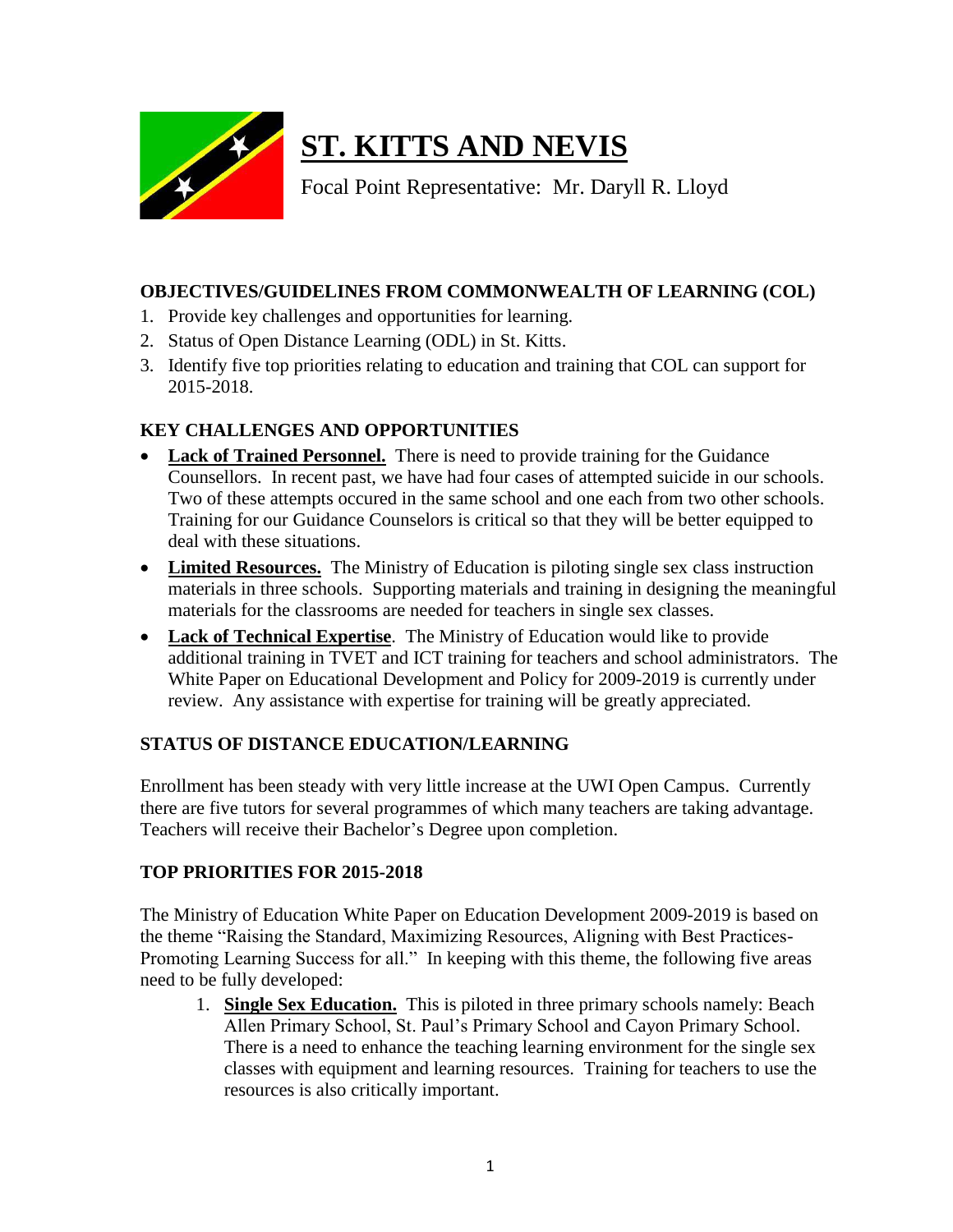# ST. KITTS AND NEVIS

Focal Point Representative: Mr. Daryll R. Lloyd

## OBJECTIVES/GUIDELINES FROM COMMONWEALTH OF LEARNING (COL)

1. Provide key challenges and opportunities for learning.
2. Status of Open Distance Learning (ODL) in St. Kitts.
3. Identify five top priorities relating to education and training that COL can support for 2015-2018.

## KEY CHALLENGES AND OPPORTUNITIES

- **Lack of Trained Personnel.** There is need to provide training for the Guidance Counsellors. In recent past, we have had four cases of attempted suicide in our schools. Two of these attempts occured in the same school and one each from two other schools. Training for our Guidance Counselors is critical so that they will be better equipped to deal with these situations.
- **Limited Resources.** The Ministry of Education is piloting single sex class instruction materials in three schools. Supporting materials and training in designing the meaningful materials for the classrooms are needed for teachers in single sex classes.
- **Lack of Technical Expertise**. The Ministry of Education would like to provide additional training in TVET and ICT training for teachers and school administrators. The White Paper on Educational Development and Policy for 2009-2019 is currently under review. Any assistance with expertise for training will be greatly appreciated.

## STATUS OF DISTANCE EDUCATION/LEARNING

Enrollment has been steady with very little increase at the UWI Open Campus. Currently there are five tutors for several programmes of which many teachers are taking advantage. Teachers will receive their Bachelor's Degree upon completion.

## TOP PRIORITIES FOR 2015-2018

The Ministry of Education White Paper on Education Development 2009-2019 is based on the theme "Raising the Standard, Maximizing Resources, Aligning with Best Practices-Promoting Learning Success for all." In keeping with this theme, the following five areas need to be fully developed:

1. **Single Sex Education.** This is piloted in three primary schools namely: Beach Allen Primary School, St. Paul's Primary School and Cayon Primary School. There is a need to enhance the teaching learning environment for the single sex classes with equipment and learning resources. Training for teachers to use the resources is also critically important.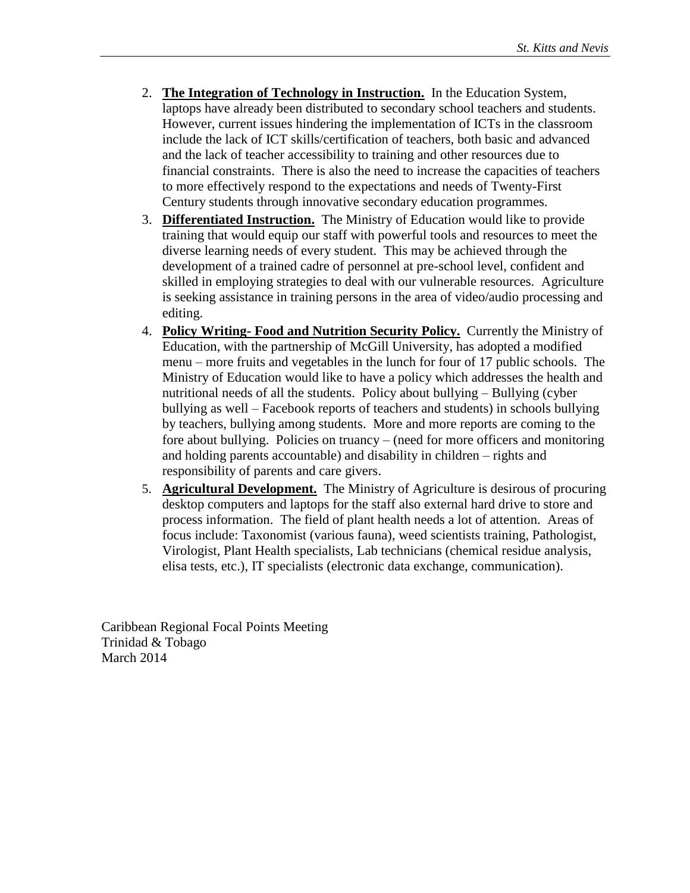2. **The Integration of Technology in Instruction.** In the Education System, laptops have already been distributed to secondary school teachers and students. However, current issues hindering the implementation of ICTs in the classroom include the lack of ICT skills/certification of teachers, both basic and advanced and the lack of teacher accessibility to training and other resources due to financial constraints. There is also the need to increase the capacities of teachers to more effectively respond to the expectations and needs of Twenty-First Century students through innovative secondary education programmes.
3. **Differentiated Instruction.** The Ministry of Education would like to provide training that would equip our staff with powerful tools and resources to meet the diverse learning needs of every student. This may be achieved through the development of a trained cadre of personnel at pre-school level, confident and skilled in employing strategies to deal with our vulnerable resources. Agriculture is seeking assistance in training persons in the area of video/audio processing and editing.
4. **Policy Writing- Food and Nutrition Security Policy.** Currently the Ministry of Education, with the partnership of McGill University, has adopted a modified menu – more fruits and vegetables in the lunch for four of 17 public schools. The Ministry of Education would like to have a policy which addresses the health and nutritional needs of all the students. Policy about bullying – Bullying (cyber bullying as well – Facebook reports of teachers and students) in schools bullying by teachers, bullying among students. More and more reports are coming to the fore about bullying. Policies on truancy – (need for more officers and monitoring and holding parents accountable) and disability in children – rights and responsibility of parents and care givers.
5. **Agricultural Development.** The Ministry of Agriculture is desirous of procuring desktop computers and laptops for the staff also external hard drive to store and process information. The field of plant health needs a lot of attention. Areas of focus include: Taxonomist (various fauna), weed scientists training, Pathologist, Virologist, Plant Health specialists, Lab technicians (chemical residue analysis, elisa tests, etc.), IT specialists (electronic data exchange, communication).

Caribbean Regional Focal Points Meeting
Trinidad & Tobago
March 2014